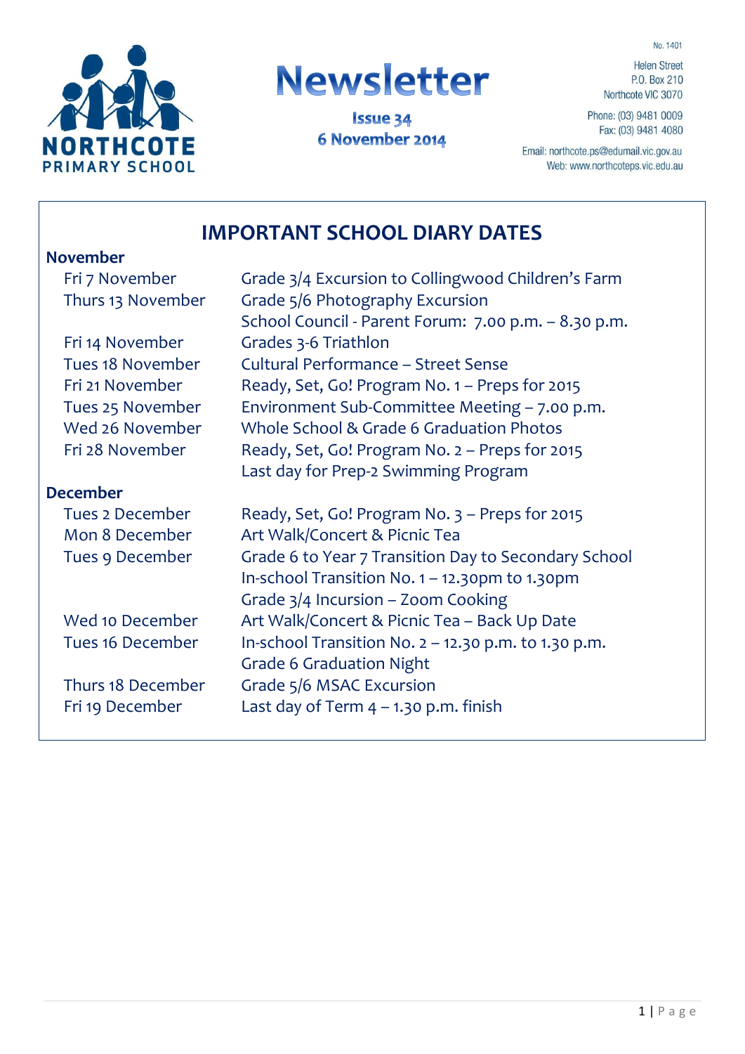NORTHCOTE PRIMARY SCHOOL

# Newsletter

**Issue 34**
**6 November 2014**

No. 1401

Helen Street
P.O. Box 210
Northcote VIC 3070

Phone: (03) 9481 0009
Fax: (03) 9481 4080

Email: northcote.ps@edumail.vic.gov.au
Web: www.northcoteps.vic.edu.au

## IMPORTANT SCHOOL DIARY DATES

**November**

| | |
|---|---|
| Fri 7 November | Grade 3/4 Excursion to Collingwood Children's Farm |
| Thurs 13 November | Grade 5/6 Photography Excursion |
| | School Council - Parent Forum: 7.00 p.m. – 8.30 p.m. |
| Fri 14 November | Grades 3-6 Triathlon |
| Tues 18 November | Cultural Performance – Street Sense |
| Fri 21 November | Ready, Set, Go! Program No. 1 – Preps for 2015 |
| Tues 25 November | Environment Sub-Committee Meeting – 7.00 p.m. |
| Wed 26 November | Whole School & Grade 6 Graduation Photos |
| Fri 28 November | Ready, Set, Go! Program No. 2 – Preps for 2015 |
| | Last day for Prep-2 Swimming Program |

**December**

| | |
|---|---|
| Tues 2 December | Ready, Set, Go! Program No. 3 – Preps for 2015 |
| Mon 8 December | Art Walk/Concert & Picnic Tea |
| Tues 9 December | Grade 6 to Year 7 Transition Day to Secondary School |
| | In-school Transition No. 1 – 12.30pm to 1.30pm |
| | Grade 3/4 Incursion – Zoom Cooking |
| Wed 10 December | Art Walk/Concert & Picnic Tea – Back Up Date |
| Tues 16 December | In-school Transition No. 2 – 12.30 p.m. to 1.30 p.m. |
| | Grade 6 Graduation Night |
| Thurs 18 December | Grade 5/6 MSAC Excursion |
| Fri 19 December | Last day of Term 4 – 1.30 p.m. finish |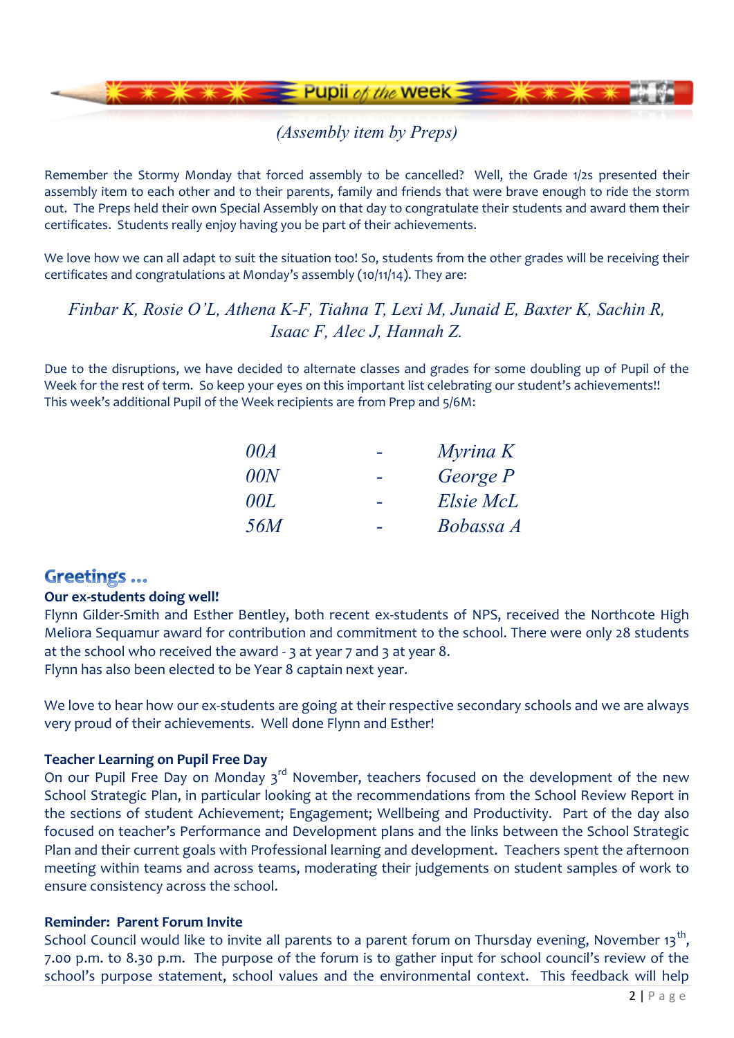## Pupil of the Week

*(Assembly item by Preps)*

Remember the Stormy Monday that forced assembly to be cancelled? Well, the Grade 1/2s presented their assembly item to each other and to their parents, family and friends that were brave enough to ride the storm out. The Preps held their own Special Assembly on that day to congratulate their students and award them their certificates. Students really enjoy having you be part of their achievements.

We love how we can all adapt to suit the situation too! So, students from the other grades will be receiving their certificates and congratulations at Monday's assembly (10/11/14). They are:

*Finbar K, Rosie O'L, Athena K-F, Tiahna T, Lexi M, Junaid E, Baxter K, Sachin R, Isaac F, Alec J, Hannah Z.*

Due to the disruptions, we have decided to alternate classes and grades for some doubling up of Pupil of the Week for the rest of term. So keep your eyes on this important list celebrating our student's achievements!! This week's additional Pupil of the Week recipients are from Prep and 5/6M:

| | | |
|---|---|---|
| *00A* | - | *Myrina K* |
| *00N* | - | *George P* |
| *00L* | - | *Elsie McL* |
| *56M* | - | *Bobassa A* |

## Greetings …

**Our ex-students doing well!**

Flynn Gilder-Smith and Esther Bentley, both recent ex-students of NPS, received the Northcote High Meliora Sequamur award for contribution and commitment to the school. There were only 28 students at the school who received the award - 3 at year 7 and 3 at year 8.
Flynn has also been elected to be Year 8 captain next year.

We love to hear how our ex-students are going at their respective secondary schools and we are always very proud of their achievements. Well done Flynn and Esther!

**Teacher Learning on Pupil Free Day**

On our Pupil Free Day on Monday 3rd November, teachers focused on the development of the new School Strategic Plan, in particular looking at the recommendations from the School Review Report in the sections of student Achievement; Engagement; Wellbeing and Productivity. Part of the day also focused on teacher's Performance and Development plans and the links between the School Strategic Plan and their current goals with Professional learning and development. Teachers spent the afternoon meeting within teams and across teams, moderating their judgements on student samples of work to ensure consistency across the school.

**Reminder: Parent Forum Invite**

School Council would like to invite all parents to a parent forum on Thursday evening, November 13th, 7.00 p.m. to 8.30 p.m. The purpose of the forum is to gather input for school council's review of the school's purpose statement, school values and the environmental context. This feedback will help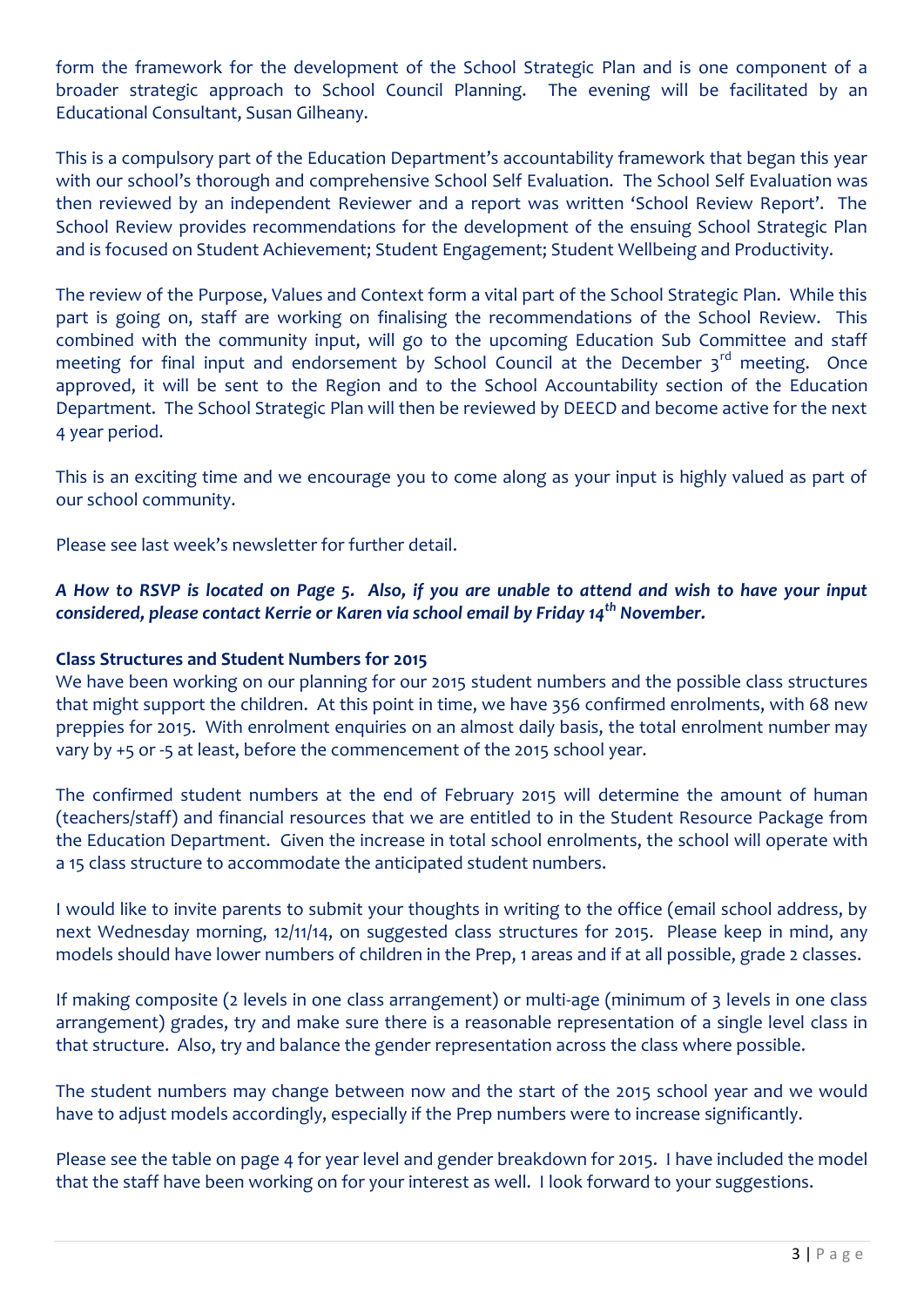form the framework for the development of the School Strategic Plan and is one component of a broader strategic approach to School Council Planning. The evening will be facilitated by an Educational Consultant, Susan Gilheany.

This is a compulsory part of the Education Department's accountability framework that began this year with our school's thorough and comprehensive School Self Evaluation. The School Self Evaluation was then reviewed by an independent Reviewer and a report was written 'School Review Report'. The School Review provides recommendations for the development of the ensuing School Strategic Plan and is focused on Student Achievement; Student Engagement; Student Wellbeing and Productivity.

The review of the Purpose, Values and Context form a vital part of the School Strategic Plan. While this part is going on, staff are working on finalising the recommendations of the School Review. This combined with the community input, will go to the upcoming Education Sub Committee and staff meeting for final input and endorsement by School Council at the December 3rd meeting. Once approved, it will be sent to the Region and to the School Accountability section of the Education Department. The School Strategic Plan will then be reviewed by DEECD and become active for the next 4 year period.

This is an exciting time and we encourage you to come along as your input is highly valued as part of our school community.

Please see last week's newsletter for further detail.

***A How to RSVP is located on Page 5. Also, if you are unable to attend and wish to have your input considered, please contact Kerrie or Karen via school email by Friday 14th November.***

**Class Structures and Student Numbers for 2015**

We have been working on our planning for our 2015 student numbers and the possible class structures that might support the children. At this point in time, we have 356 confirmed enrolments, with 68 new preppies for 2015. With enrolment enquiries on an almost daily basis, the total enrolment number may vary by +5 or -5 at least, before the commencement of the 2015 school year.

The confirmed student numbers at the end of February 2015 will determine the amount of human (teachers/staff) and financial resources that we are entitled to in the Student Resource Package from the Education Department. Given the increase in total school enrolments, the school will operate with a 15 class structure to accommodate the anticipated student numbers.

I would like to invite parents to submit your thoughts in writing to the office (email school address, by next Wednesday morning, 12/11/14, on suggested class structures for 2015. Please keep in mind, any models should have lower numbers of children in the Prep, 1 areas and if at all possible, grade 2 classes.

If making composite (2 levels in one class arrangement) or multi-age (minimum of 3 levels in one class arrangement) grades, try and make sure there is a reasonable representation of a single level class in that structure. Also, try and balance the gender representation across the class where possible.

The student numbers may change between now and the start of the 2015 school year and we would have to adjust models accordingly, especially if the Prep numbers were to increase significantly.

Please see the table on page 4 for year level and gender breakdown for 2015. I have included the model that the staff have been working on for your interest as well. I look forward to your suggestions.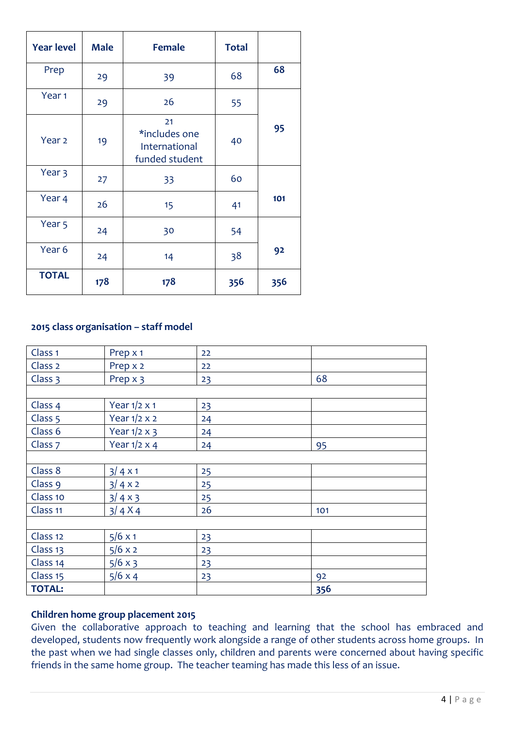| Year level | Male | Female | Total | |
|---|---|---|---|---|
| Prep | 29 | 39 | 68 | 68 |
| Year 1 | 29 | 26 | 55 | 95 |
| Year 2 | 19 | 21 *includes one International funded student | 40 | |
| Year 3 | 27 | 33 | 60 | 101 |
| Year 4 | 26 | 15 | 41 | |
| Year 5 | 24 | 30 | 54 | 92 |
| Year 6 | 24 | 14 | 38 | |
| **TOTAL** | **178** | **178** | **356** | **356** |

**2015 class organisation – staff model**

| | | | |
|---|---|---|---|
| Class 1 | Prep x 1 | 22 | |
| Class 2 | Prep x 2 | 22 | |
| Class 3 | Prep x 3 | 23 | 68 |
| | | | |
| Class 4 | Year 1/2 x 1 | 23 | |
| Class 5 | Year 1/2 x 2 | 24 | |
| Class 6 | Year 1/2 x 3 | 24 | |
| Class 7 | Year 1/2 x 4 | 24 | 95 |
| | | | |
| Class 8 | 3/ 4 x 1 | 25 | |
| Class 9 | 3/ 4 x 2 | 25 | |
| Class 10 | 3/ 4 x 3 | 25 | |
| Class 11 | 3/ 4 X 4 | 26 | 101 |
| | | | |
| Class 12 | 5/6 x 1 | 23 | |
| Class 13 | 5/6 x 2 | 23 | |
| Class 14 | 5/6 x 3 | 23 | |
| Class 15 | 5/6 x 4 | 23 | 92 |
| **TOTAL:** | | | **356** |

**Children home group placement 2015**

Given the collaborative approach to teaching and learning that the school has embraced and developed, students now frequently work alongside a range of other students across home groups. In the past when we had single classes only, children and parents were concerned about having specific friends in the same home group. The teacher teaming has made this less of an issue.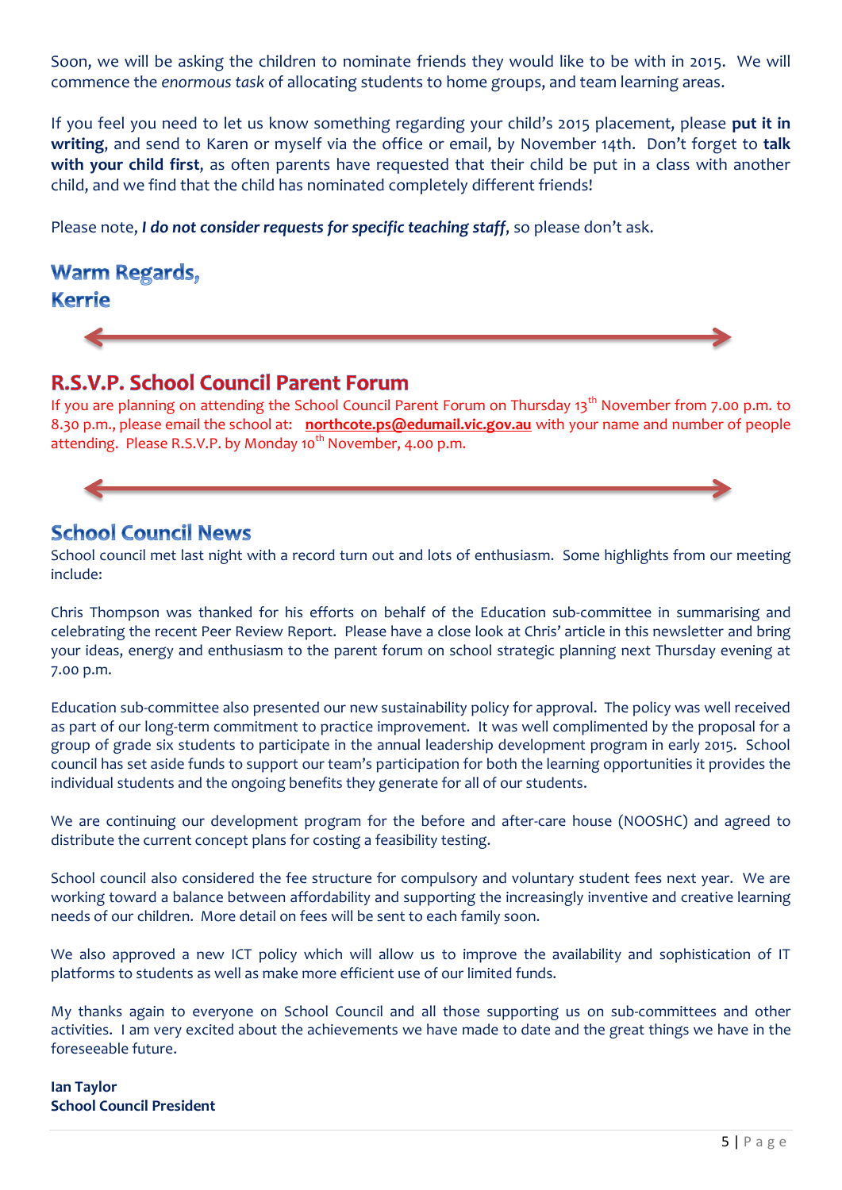Soon, we will be asking the children to nominate friends they would like to be with in 2015. We will commence the *enormous task* of allocating students to home groups, and team learning areas.

If you feel you need to let us know something regarding your child's 2015 placement, please **put it in writing**, and send to Karen or myself via the office or email, by November 14th. Don't forget to **talk with your child first**, as often parents have requested that their child be put in a class with another child, and we find that the child has nominated completely different friends!

Please note, ***I do not consider requests for specific teaching staff***, so please don't ask.

**Warm Regards,**
**Kerrie**

---

## R.S.V.P. School Council Parent Forum

If you are planning on attending the School Council Parent Forum on Thursday 13th November from 7.00 p.m. to 8.30 p.m., please email the school at: **northcote.ps@edumail.vic.gov.au** with your name and number of people attending. Please R.S.V.P. by Monday 10th November, 4.00 p.m.

---

## School Council News

School council met last night with a record turn out and lots of enthusiasm. Some highlights from our meeting include:

Chris Thompson was thanked for his efforts on behalf of the Education sub-committee in summarising and celebrating the recent Peer Review Report. Please have a close look at Chris' article in this newsletter and bring your ideas, energy and enthusiasm to the parent forum on school strategic planning next Thursday evening at 7.00 p.m.

Education sub-committee also presented our new sustainability policy for approval. The policy was well received as part of our long-term commitment to practice improvement. It was well complimented by the proposal for a group of grade six students to participate in the annual leadership development program in early 2015. School council has set aside funds to support our team's participation for both the learning opportunities it provides the individual students and the ongoing benefits they generate for all of our students.

We are continuing our development program for the before and after-care house (NOOSHC) and agreed to distribute the current concept plans for costing a feasibility testing.

School council also considered the fee structure for compulsory and voluntary student fees next year. We are working toward a balance between affordability and supporting the increasingly inventive and creative learning needs of our children. More detail on fees will be sent to each family soon.

We also approved a new ICT policy which will allow us to improve the availability and sophistication of IT platforms to students as well as make more efficient use of our limited funds.

My thanks again to everyone on School Council and all those supporting us on sub-committees and other activities. I am very excited about the achievements we have made to date and the great things we have in the foreseeable future.

**Ian Taylor**
**School Council President**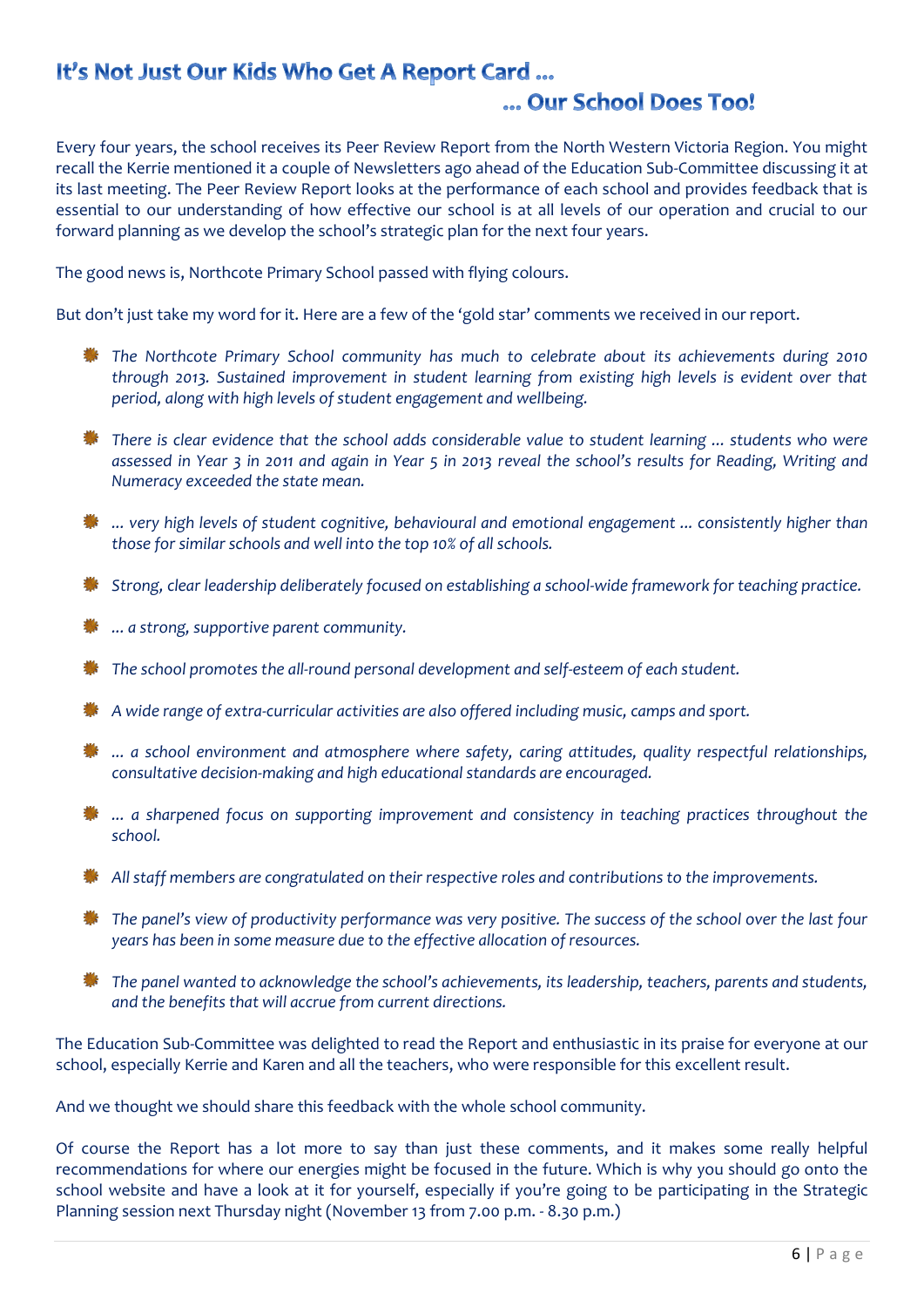# It's Not Just Our Kids Who Get A Report Card …

## … Our School Does Too!

Every four years, the school receives its Peer Review Report from the North Western Victoria Region. You might recall the Kerrie mentioned it a couple of Newsletters ago ahead of the Education Sub-Committee discussing it at its last meeting. The Peer Review Report looks at the performance of each school and provides feedback that is essential to our understanding of how effective our school is at all levels of our operation and crucial to our forward planning as we develop the school's strategic plan for the next four years.

The good news is, Northcote Primary School passed with flying colours.

But don't just take my word for it. Here are a few of the 'gold star' comments we received in our report.

- *The Northcote Primary School community has much to celebrate about its achievements during 2010 through 2013. Sustained improvement in student learning from existing high levels is evident over that period, along with high levels of student engagement and wellbeing.*
- *There is clear evidence that the school adds considerable value to student learning … students who were assessed in Year 3 in 2011 and again in Year 5 in 2013 reveal the school's results for Reading, Writing and Numeracy exceeded the state mean.*
- *… very high levels of student cognitive, behavioural and emotional engagement … consistently higher than those for similar schools and well into the top 10% of all schools.*
- *Strong, clear leadership deliberately focused on establishing a school-wide framework for teaching practice.*
- *… a strong, supportive parent community.*
- *The school promotes the all-round personal development and self-esteem of each student.*
- *A wide range of extra-curricular activities are also offered including music, camps and sport.*
- *… a school environment and atmosphere where safety, caring attitudes, quality respectful relationships, consultative decision-making and high educational standards are encouraged.*
- *… a sharpened focus on supporting improvement and consistency in teaching practices throughout the school.*
- *All staff members are congratulated on their respective roles and contributions to the improvements.*
- *The panel's view of productivity performance was very positive. The success of the school over the last four years has been in some measure due to the effective allocation of resources.*
- *The panel wanted to acknowledge the school's achievements, its leadership, teachers, parents and students, and the benefits that will accrue from current directions.*

The Education Sub-Committee was delighted to read the Report and enthusiastic in its praise for everyone at our school, especially Kerrie and Karen and all the teachers, who were responsible for this excellent result.

And we thought we should share this feedback with the whole school community.

Of course the Report has a lot more to say than just these comments, and it makes some really helpful recommendations for where our energies might be focused in the future. Which is why you should go onto the school website and have a look at it for yourself, especially if you're going to be participating in the Strategic Planning session next Thursday night (November 13 from 7.00 p.m. - 8.30 p.m.)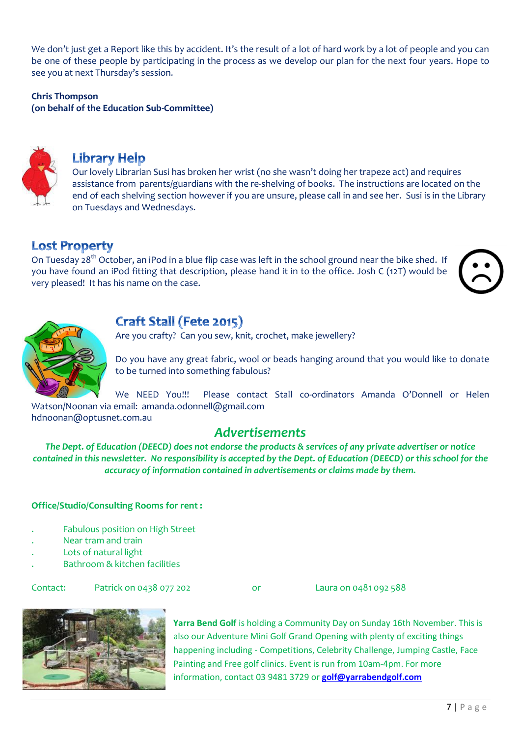We don't just get a Report like this by accident. It's the result of a lot of hard work by a lot of people and you can be one of these people by participating in the process as we develop our plan for the next four years. Hope to see you at next Thursday's session.

**Chris Thompson**
**(on behalf of the Education Sub-Committee)**

## Library Help

Our lovely Librarian Susi has broken her wrist (no she wasn't doing her trapeze act) and requires assistance from parents/guardians with the re-shelving of books. The instructions are located on the end of each shelving section however if you are unsure, please call in and see her. Susi is in the Library on Tuesdays and Wednesdays.

## Lost Property

On Tuesday 28th October, an iPod in a blue flip case was left in the school ground near the bike shed. If you have found an iPod fitting that description, please hand it in to the office. Josh C (12T) would be very pleased! It has his name on the case.

## Craft Stall (Fete 2015)

Are you crafty? Can you sew, knit, crochet, make jewellery?

Do you have any great fabric, wool or beads hanging around that you would like to donate to be turned into something fabulous?

We NEED You!!! Please contact Stall co-ordinators Amanda O'Donnell or Helen Watson/Noonan via email: amanda.odonnell@gmail.com
hdnoonan@optusnet.com.au

## *Advertisements*

***The Dept. of Education (DEECD) does not endorse the products & services of any private advertiser or notice contained in this newsletter. No responsibility is accepted by the Dept. of Education (DEECD) or this school for the accuracy of information contained in advertisements or claims made by them.***

**Office/Studio/Consulting Rooms for rent :**

- Fabulous position on High Street
- Near tram and train
- Lots of natural light
- Bathroom & kitchen facilities

Contact: Patrick on 0438 077 202 or Laura on 0481 092 588

**Yarra Bend Golf** is holding a Community Day on Sunday 16th November. This is also our Adventure Mini Golf Grand Opening with plenty of exciting things happening including - Competitions, Celebrity Challenge, Jumping Castle, Face Painting and Free golf clinics. Event is run from 10am-4pm. For more information, contact 03 9481 3729 or **golf@yarrabendgolf.com**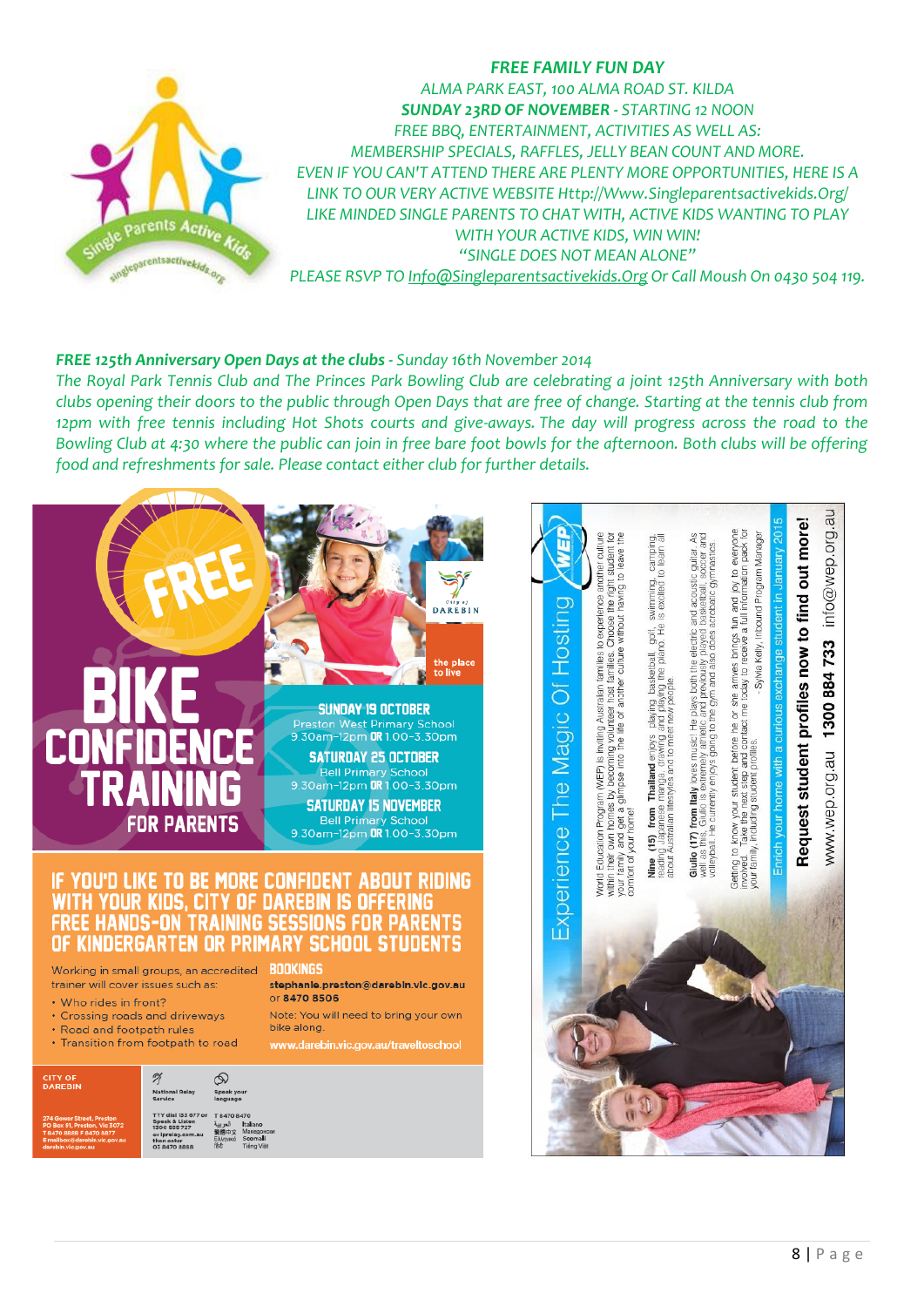***FREE FAMILY FUN DAY***

*ALMA PARK EAST, 100 ALMA ROAD ST. KILDA*

***SUNDAY 23RD OF NOVEMBER** - STARTING 12 NOON*

*FREE BBQ, ENTERTAINMENT, ACTIVITIES AS WELL AS:*

*MEMBERSHIP SPECIALS, RAFFLES, JELLY BEAN COUNT AND MORE.*

*EVEN IF YOU CAN'T ATTEND THERE ARE PLENTY MORE OPPORTUNITIES, HERE IS A LINK TO OUR VERY ACTIVE WEBSITE Http://Www.Singleparentsactivekids.Org/*

*LIKE MINDED SINGLE PARENTS TO CHAT WITH, ACTIVE KIDS WANTING TO PLAY WITH YOUR ACTIVE KIDS, WIN WIN!*

*"SINGLE DOES NOT MEAN ALONE"*

*PLEASE RSVP TO Info@Singleparentsactivekids.Org Or Call Moush On 0430 504 119.*

***FREE 125th Anniversary Open Days at the clubs** - Sunday 16th November 2014*

*The Royal Park Tennis Club and The Princes Park Bowling Club are celebrating a joint 125th Anniversary with both clubs opening their doors to the public through Open Days that are free of change. Starting at the tennis club from 12pm with free tennis including Hot Shots courts and give-aways. The day will progress across the road to the Bowling Club at 4:30 where the public can join in free bare foot bowls for the afternoon. Both clubs will be offering food and refreshments for sale. Please contact either club for further details.*

## FREE BIKE CONFIDENCE TRAINING FOR PARENTS

**SUNDAY 19 OCTOBER**
Preston West Primary School
9.30am–12pm **OR** 1.00–3.30pm

**SATURDAY 25 OCTOBER**
Bell Primary School
9.30am–12pm **OR** 1.00–3.30pm

**SATURDAY 15 NOVEMBER**
Bell Primary School
9.30am–12pm **OR** 1.00–3.30pm

### IF YOU'D LIKE TO BE MORE CONFIDENT ABOUT RIDING WITH YOUR KIDS, CITY OF DAREBIN IS OFFERING FREE HANDS-ON TRAINING SESSIONS FOR PARENTS OF KINDERGARTEN OR PRIMARY SCHOOL STUDENTS

Working in small groups, an accredited trainer will cover issues such as:

- Who rides in front?
- Crossing roads and driveways
- Road and footpath rules
- Transition from footpath to road

**BOOKINGS**
**stephanie.preston@darebin.vic.gov.au** or **8470 8506**

Note: You will need to bring your own bike along.

www.darebin.vic.gov.au/traveltoschool

City of Darebin – the place to live

CITY OF DAREBIN
274 Gower Street, Preston
PO Box 91, Preston, Vic 3072
T 8470 8888 F 8470 8877
E mailbox@darebin.vic.gov.au
darebin.vic.gov.au

National Relay Service
TTY dial 133 677 or Speak & Listen 1300 555 727 or iprelay.com.au then enter 03 8470 8888

Speak your language
T 8470 8470
العربية Italiano 繁體中文 Македонски Ελληνικά Soomaali हिंदी Tiếng Việt

## Experience The Magic Of Hosting (WEP)

World Education Program (WEP) is inviting Australian families to experience another culture within their own homes by becoming volunteer host families. Choose the right student for your family and get a glimpse into the life of another culture without having to leave the comfort of your home!

**Nine (15) from Thailand** enjoys playing basketball, golf, swimming, camping, reading Japanese manga, drawing and playing the piano. He is excited to learn all about Australian lifestyles and to meet new people.

**Giulio (17) from Italy** loves music! He plays both the electric and acoustic guitar. As well as this, Giulio is extremely athletic and previously played basketball, soccer and volleyball. He currently enjoys going to the gym and also does acrobatic gymnastics.

Getting to know your student before he or she arrives brings fun and joy to everyone involved. Take the next step and contact me today to receive a full information pack for your family, including student profiles.

-Sylvia Kelly, Inbound Program Manager

Enrich your home with a curious exchange student in January 2015

**Request student profiles now to find out more!**

www.wep.org.au **1300 884 733** info@wep.org.au